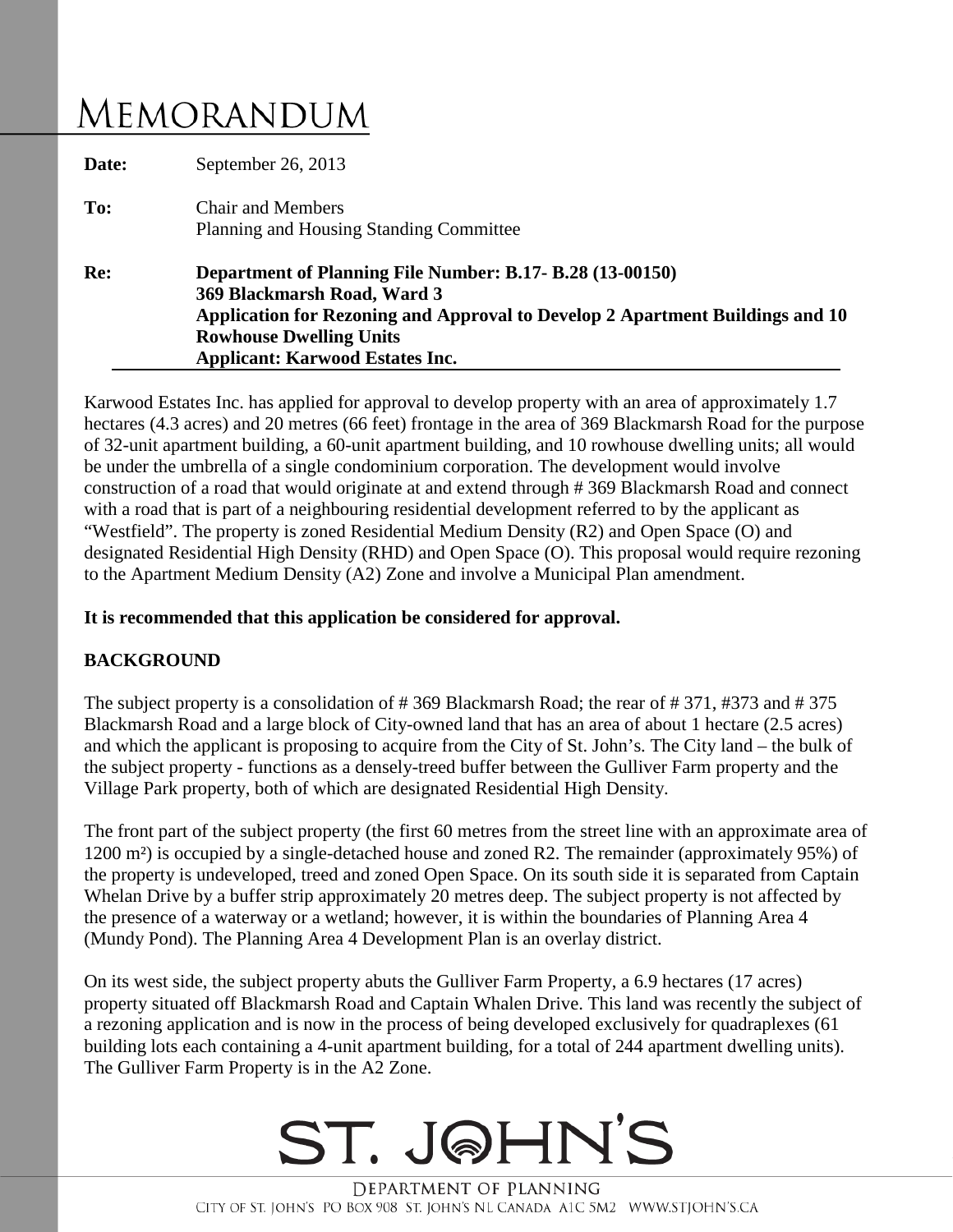# MEMORANDUM

**Date:** September 26, 2013

**To:** Chair and Members
Planning and Housing Standing Committee

**Re:** **Department of Planning File Number: B.17- B.28 (13-00150)**
**369 Blackmarsh Road, Ward 3**
**Application for Rezoning and Approval to Develop 2 Apartment Buildings and 10 Rowhouse Dwelling Units**
**Applicant: Karwood Estates Inc.**

Karwood Estates Inc. has applied for approval to develop property with an area of approximately 1.7 hectares (4.3 acres) and 20 metres (66 feet) frontage in the area of 369 Blackmarsh Road for the purpose of 32-unit apartment building, a 60-unit apartment building, and 10 rowhouse dwelling units; all would be under the umbrella of a single condominium corporation. The development would involve construction of a road that would originate at and extend through # 369 Blackmarsh Road and connect with a road that is part of a neighbouring residential development referred to by the applicant as "Westfield". The property is zoned Residential Medium Density (R2) and Open Space (O) and designated Residential High Density (RHD) and Open Space (O). This proposal would require rezoning to the Apartment Medium Density (A2) Zone and involve a Municipal Plan amendment.

**It is recommended that this application be considered for approval.**

**BACKGROUND**

The subject property is a consolidation of # 369 Blackmarsh Road; the rear of # 371, #373 and # 375 Blackmarsh Road and a large block of City-owned land that has an area of about 1 hectare (2.5 acres) and which the applicant is proposing to acquire from the City of St. John's. The City land – the bulk of the subject property - functions as a densely-treed buffer between the Gulliver Farm property and the Village Park property, both of which are designated Residential High Density.

The front part of the subject property (the first 60 metres from the street line with an approximate area of 1200 m²) is occupied by a single-detached house and zoned R2. The remainder (approximately 95%) of the property is undeveloped, treed and zoned Open Space. On its south side it is separated from Captain Whelan Drive by a buffer strip approximately 20 metres deep. The subject property is not affected by the presence of a waterway or a wetland; however, it is within the boundaries of Planning Area 4 (Mundy Pond). The Planning Area 4 Development Plan is an overlay district.

On its west side, the subject property abuts the Gulliver Farm Property, a 6.9 hectares (17 acres) property situated off Blackmarsh Road and Captain Whalen Drive. This land was recently the subject of a rezoning application and is now in the process of being developed exclusively for quadraplexes (61 building lots each containing a 4-unit apartment building, for a total of 244 apartment dwelling units). The Gulliver Farm Property is in the A2 Zone.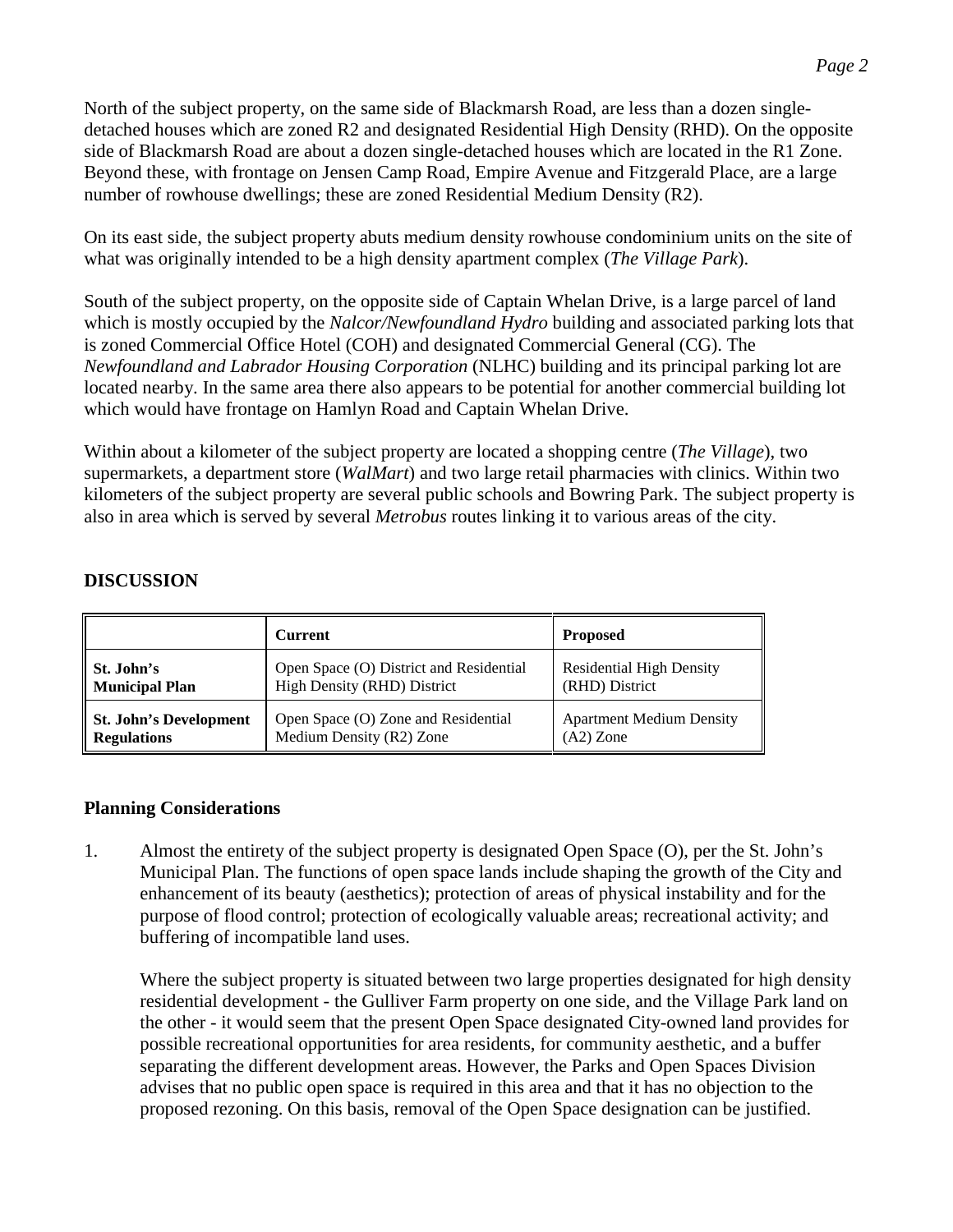North of the subject property, on the same side of Blackmarsh Road, are less than a dozen single-detached houses which are zoned R2 and designated Residential High Density (RHD). On the opposite side of Blackmarsh Road are about a dozen single-detached houses which are located in the R1 Zone. Beyond these, with frontage on Jensen Camp Road, Empire Avenue and Fitzgerald Place, are a large number of rowhouse dwellings; these are zoned Residential Medium Density (R2).

On its east side, the subject property abuts medium density rowhouse condominium units on the site of what was originally intended to be a high density apartment complex (*The Village Park*).

South of the subject property, on the opposite side of Captain Whelan Drive, is a large parcel of land which is mostly occupied by the *Nalcor/Newfoundland Hydro* building and associated parking lots that is zoned Commercial Office Hotel (COH) and designated Commercial General (CG). The *Newfoundland and Labrador Housing Corporation* (NLHC) building and its principal parking lot are located nearby. In the same area there also appears to be potential for another commercial building lot which would have frontage on Hamlyn Road and Captain Whelan Drive.

Within about a kilometer of the subject property are located a shopping centre (*The Village*), two supermarkets, a department store (*WalMart*) and two large retail pharmacies with clinics. Within two kilometers of the subject property are several public schools and Bowring Park. The subject property is also in area which is served by several *Metrobus* routes linking it to various areas of the city.

## DISCUSSION

| | **Current** | **Proposed** |
|---|---|---|
| **St. John's Municipal Plan** | Open Space (O) District and Residential High Density (RHD) District | Residential High Density (RHD) District |
| **St. John's Development Regulations** | Open Space (O) Zone and Residential Medium Density (R2) Zone | Apartment Medium Density (A2) Zone |

### Planning Considerations

1. Almost the entirety of the subject property is designated Open Space (O), per the St. John's Municipal Plan. The functions of open space lands include shaping the growth of the City and enhancement of its beauty (aesthetics); protection of areas of physical instability and for the purpose of flood control; protection of ecologically valuable areas; recreational activity; and buffering of incompatible land uses.

   Where the subject property is situated between two large properties designated for high density residential development - the Gulliver Farm property on one side, and the Village Park land on the other - it would seem that the present Open Space designated City-owned land provides for possible recreational opportunities for area residents, for community aesthetic, and a buffer separating the different development areas. However, the Parks and Open Spaces Division advises that no public open space is required in this area and that it has no objection to the proposed rezoning. On this basis, removal of the Open Space designation can be justified.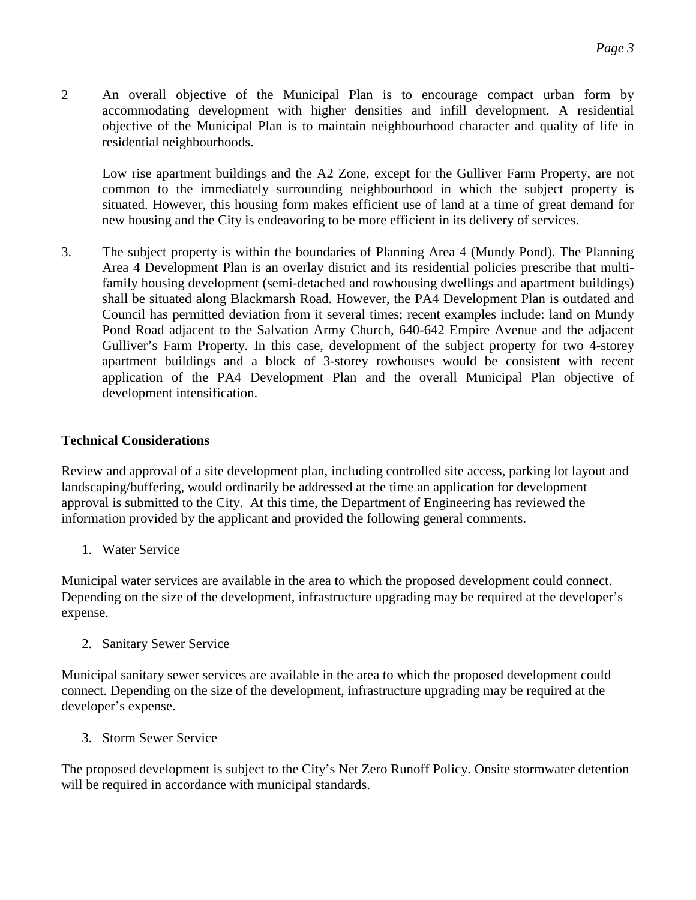2 An overall objective of the Municipal Plan is to encourage compact urban form by accommodating development with higher densities and infill development. A residential objective of the Municipal Plan is to maintain neighbourhood character and quality of life in residential neighbourhoods.

Low rise apartment buildings and the A2 Zone, except for the Gulliver Farm Property, are not common to the immediately surrounding neighbourhood in which the subject property is situated. However, this housing form makes efficient use of land at a time of great demand for new housing and the City is endeavoring to be more efficient in its delivery of services.

3. The subject property is within the boundaries of Planning Area 4 (Mundy Pond). The Planning Area 4 Development Plan is an overlay district and its residential policies prescribe that multi-family housing development (semi-detached and rowhousing dwellings and apartment buildings) shall be situated along Blackmarsh Road. However, the PA4 Development Plan is outdated and Council has permitted deviation from it several times; recent examples include: land on Mundy Pond Road adjacent to the Salvation Army Church, 640-642 Empire Avenue and the adjacent Gulliver's Farm Property. In this case, development of the subject property for two 4-storey apartment buildings and a block of 3-storey rowhouses would be consistent with recent application of the PA4 Development Plan and the overall Municipal Plan objective of development intensification.

**Technical Considerations**

Review and approval of a site development plan, including controlled site access, parking lot layout and landscaping/buffering, would ordinarily be addressed at the time an application for development approval is submitted to the City. At this time, the Department of Engineering has reviewed the information provided by the applicant and provided the following general comments.

1. Water Service

Municipal water services are available in the area to which the proposed development could connect. Depending on the size of the development, infrastructure upgrading may be required at the developer's expense.

2. Sanitary Sewer Service

Municipal sanitary sewer services are available in the area to which the proposed development could connect. Depending on the size of the development, infrastructure upgrading may be required at the developer's expense.

3. Storm Sewer Service

The proposed development is subject to the City's Net Zero Runoff Policy. Onsite stormwater detention will be required in accordance with municipal standards.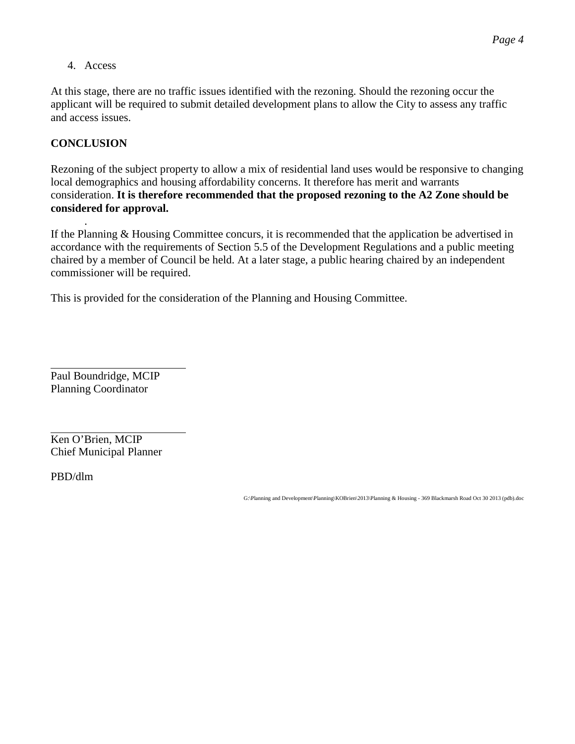4. Access

At this stage, there are no traffic issues identified with the rezoning. Should the rezoning occur the applicant will be required to submit detailed development plans to allow the City to assess any traffic and access issues.

**CONCLUSION**

Rezoning of the subject property to allow a mix of residential land uses would be responsive to changing local demographics and housing affordability concerns. It therefore has merit and warrants consideration. **It is therefore recommended that the proposed rezoning to the A2 Zone should be considered for approval.**

If the Planning & Housing Committee concurs, it is recommended that the application be advertised in accordance with the requirements of Section 5.5 of the Development Regulations and a public meeting chaired by a member of Council be held. At a later stage, a public hearing chaired by an independent commissioner will be required.

This is provided for the consideration of the Planning and Housing Committee.

Paul Boundridge, MCIP
Planning Coordinator

Ken O'Brien, MCIP
Chief Municipal Planner

PBD/dlm

G:\Planning and Development\Planning\KOBrien\2013\Planning & Housing - 369 Blackmarsh Road Oct 30 2013 (pdb).doc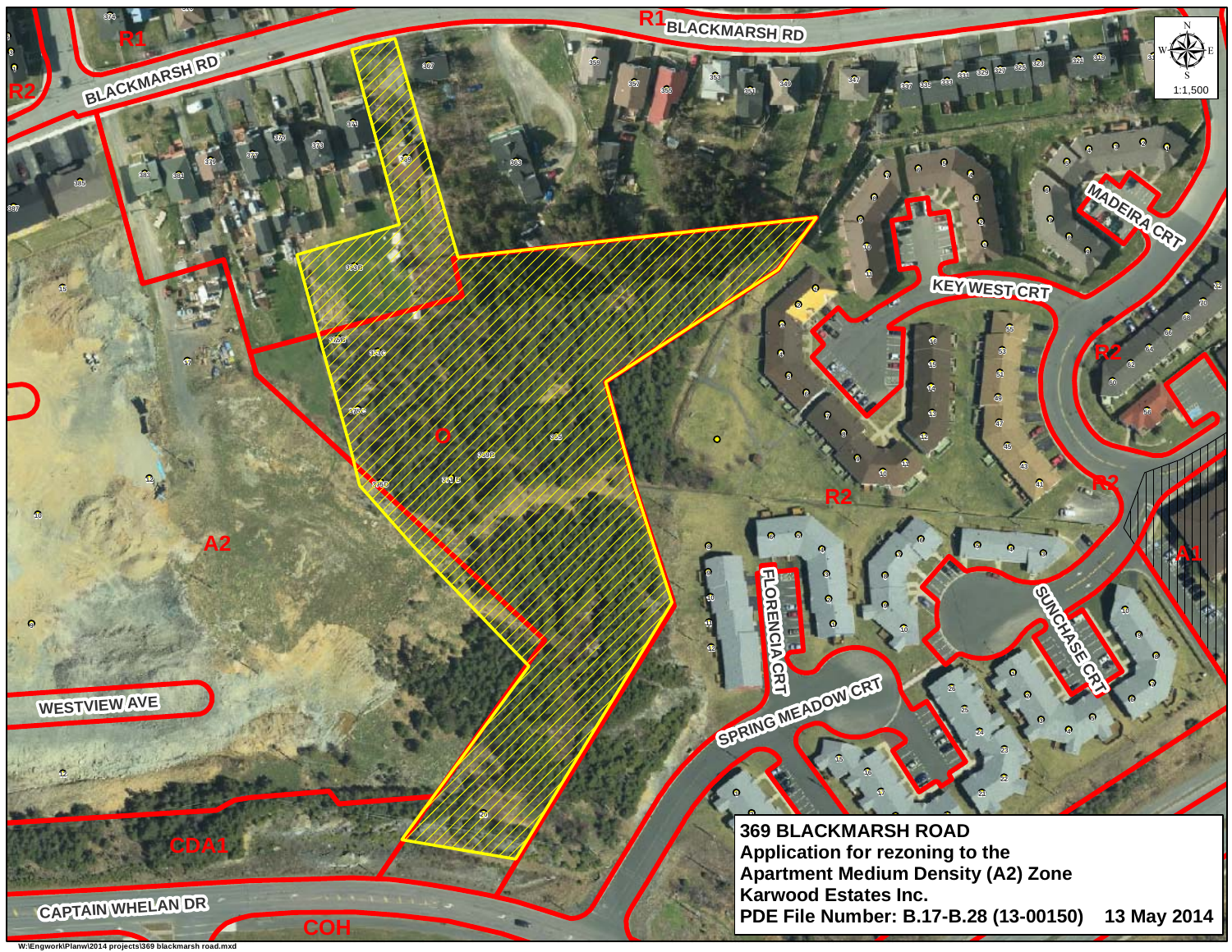**369 BLACKMARSH ROAD**
**Application for rezoning to the**
**Apartment Medium Density (A2) Zone**
**Karwood Estates Inc.**
**PDE File Number: B.17-B.28 (13-00150)   13 May 2014**

1:1,500

W:\Engwork\Planw\2014 projects\369 blackmarsh road.mxd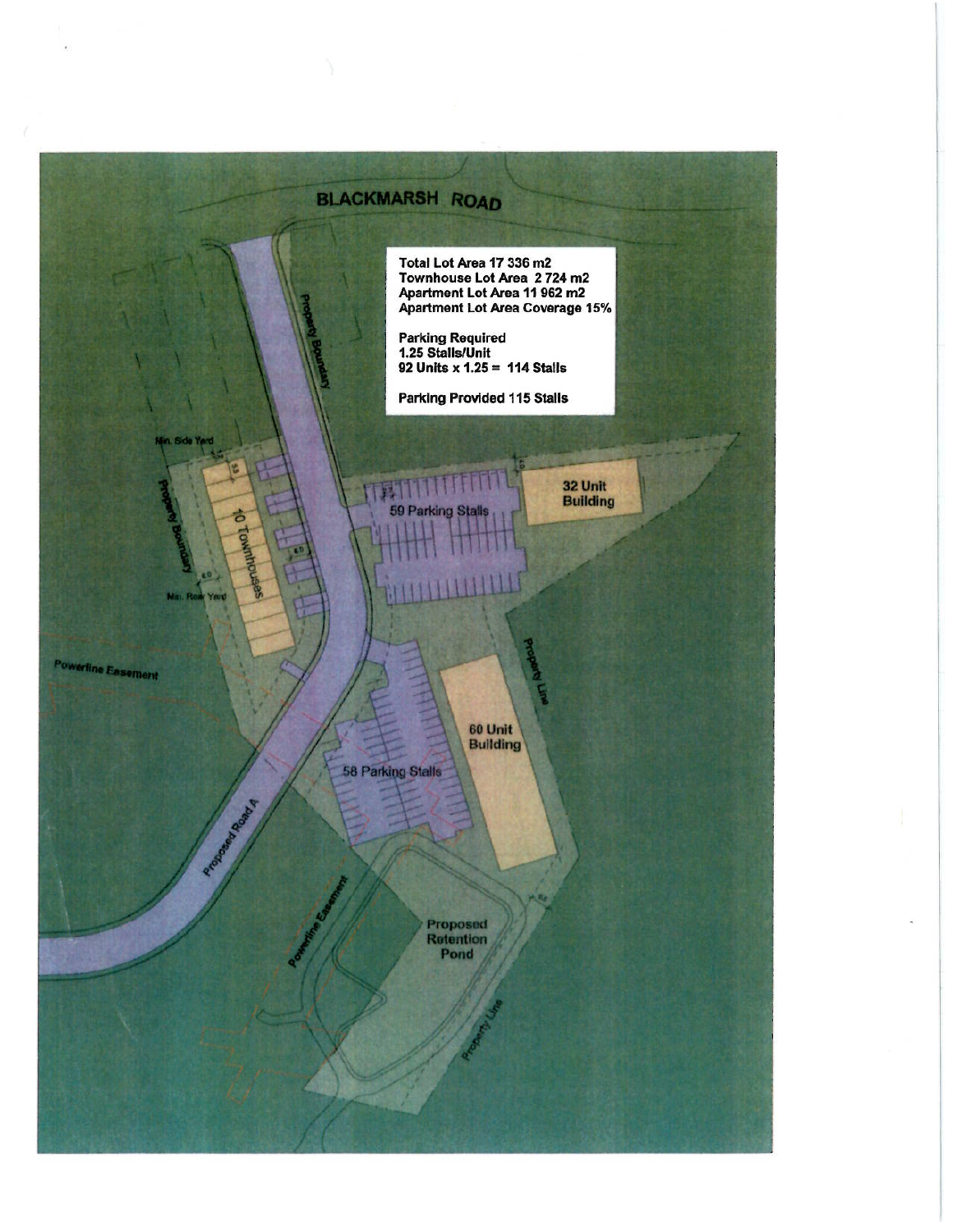BLACKMARSH ROAD

Total Lot Area 17 336 m2
Townhouse Lot Area 2 724 m2
Apartment Lot Area 11 962 m2
Apartment Lot Area Coverage 15%

Parking Required
1.25 Stalls/Unit
92 Units x 1.25 = 114 Stalls

Parking Provided 115 Stalls

Property Boundary

Min. Side Yard

Property Boundary

Min. Rear Yard

10 Townhouses

59 Parking Stalls

32 Unit Building

Property Line

Powerline Easement

60 Unit Building

58 Parking Stalls

Proposed Road A

Powerline Easement

Proposed Retention Pond

Property Line